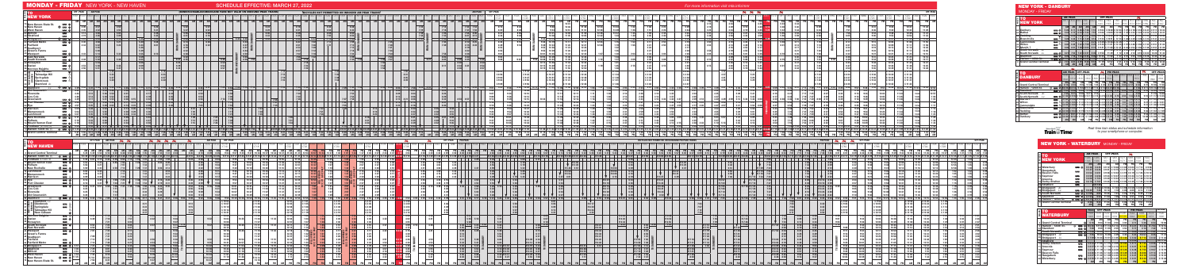# MONDAY - FRIDAY NEW YORK - NEW HAVEN

SCHEDULE EFFECTIVE: MARCH 27, 2022

## TO NEW YORK

## TO NEW HAVEN

# NEW YORK - DANBURY

MONDAY - FRIDAY

## TO NEW YORK

## TO DANBURY

# NEW YORK - WATERBURY

MONDAY - FRIDAY

## TO NEW YORK

## TO WATERBURY

Train Time

Real-time train status and schedule information in your smartphone or computer.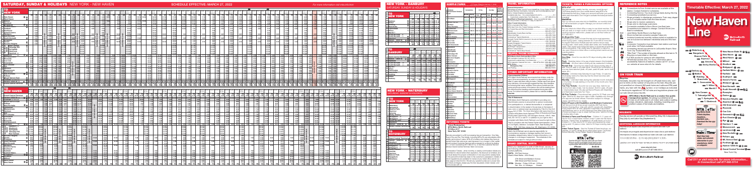# SATURDAY, SUNDAY & HOLIDAYS NEW YORK - NEW HAVEN

SCHEDULE EFFECTIVE: MARCH 27, 2022

## TO NEW YORK

## TO NEW HAVEN

# NEW YORK - DANBURY

SATURDAY, SUNDAY & HOLIDAYS

## TO NEW YORK

## TO DANBURY

# NEW HAVEN - WATERBURY

SATURDAY, SUNDAY & HOLIDAYS

## TO NEW HAVEN

## TO WATERBURY

## RETURNING TICKETS

## SAMPLE FARES

# TRAVEL INFORMATION

## OTHER IMPORTANT INFORMATION

## GRAND CENTRAL NORTH

# TICKETS, FARES & PURCHASING OPTIONS

MTA eTix

# REFERENCE NOTES

# ON YOUR TRAIN

# HOLIDAYS

## ADDITIONAL LANGUAGE INFORMATION

# Timetable Effective: March 27, 2022

# New Haven Line

Metro-North Railroad

- Waterbury
- Naugatuck
- Beacon Falls
- Seymour
- Ansonia
- Derby-Shelton
- New Haven State St
- New Haven
- West Haven
- Milford
- Stratford
- Bridgeport
- Fairfield Metro
- Fairfield
- Southport
- Green's Farms
- Westport
- East Norwalk
- South Norwalk
- Rowayton
- Darien
- Noroton Heights
- Stamford
- Old Greenwich
- Riverside
- Cos Cob
- Greenwich
- Port Chester
- Rye
- Harrison
- Mamaroneck
- Larchmont
- New Rochelle
- Pelham
- Mt. Vernon East
- Fordham
- Harlem-125 St
- Grand Central Terminal

Danbury Branch: Danbury, Bethel, Redding, Branchville, Cannondale, Wilton, Merritt 7

New Canaan Branch: New Canaan, Talmadge Hill, Glenbrook, Springdale

MTA eTix · Train Time

Call 511 or visit mta.info for more information...
In Connecticut call 877-690-5114